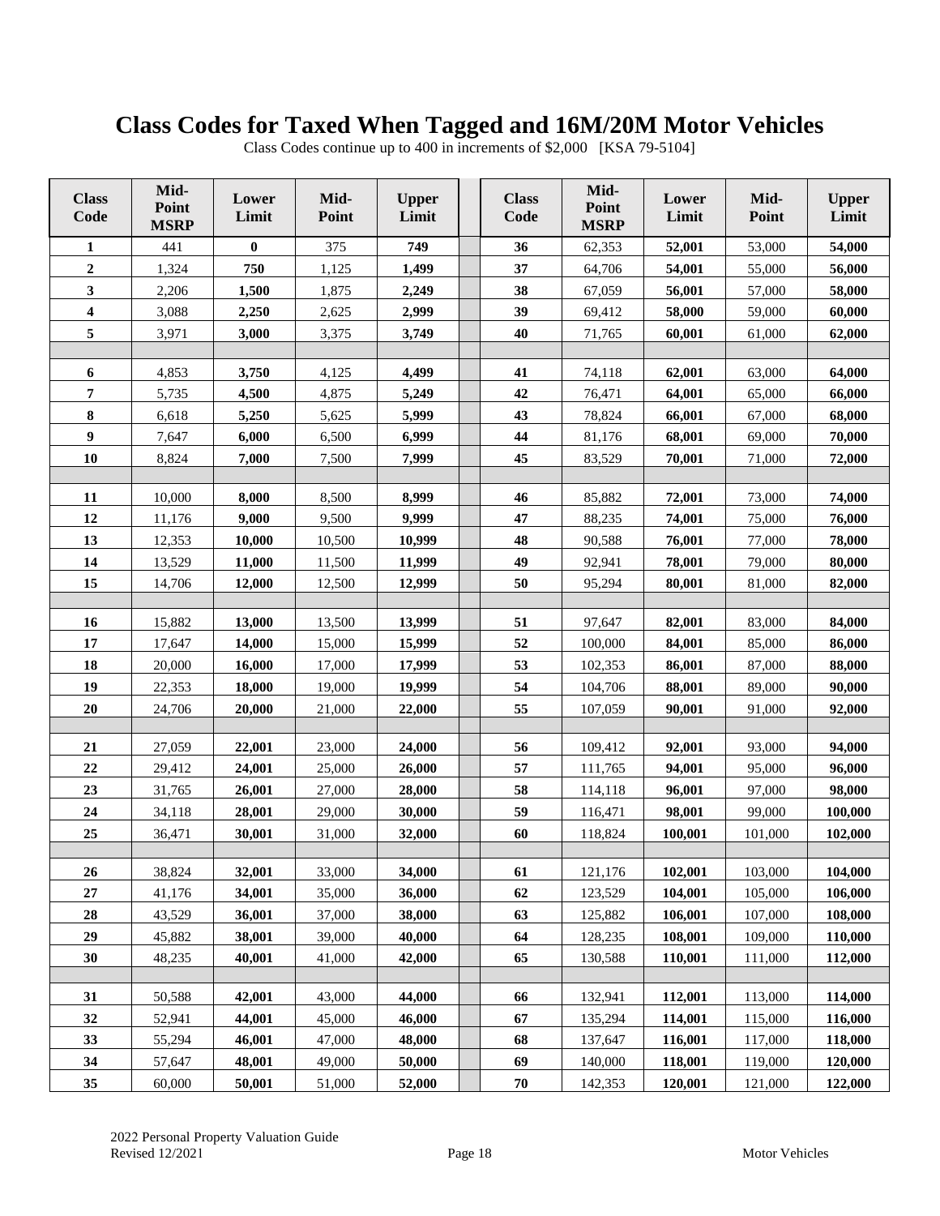# Class Codes for Taxed When Tagged and 16M/20M Motor Vehicles

Class Codes continue up to 400 in increments of $2,000 [KSA 79-5104]

| Class Code | Mid-Point MSRP | Lower Limit | Mid-Point | Upper Limit | | Class Code | Mid-Point MSRP | Lower Limit | Mid-Point | Upper Limit |
|---|---|---|---|---|---|---|---|---|---|---|
| **1** | 441 | **0** | 375 | **749** | | **36** | 62,353 | **52,001** | 53,000 | **54,000** |
| **2** | 1,324 | **750** | 1,125 | **1,499** | | **37** | 64,706 | **54,001** | 55,000 | **56,000** |
| **3** | 2,206 | **1,500** | 1,875 | **2,249** | | **38** | 67,059 | **56,001** | 57,000 | **58,000** |
| **4** | 3,088 | **2,250** | 2,625 | **2,999** | | **39** | 69,412 | **58,000** | 59,000 | **60,000** |
| **5** | 3,971 | **3,000** | 3,375 | **3,749** | | **40** | 71,765 | **60,001** | 61,000 | **62,000** |
| | | | | | | | | | | |
| **6** | 4,853 | **3,750** | 4,125 | **4,499** | | **41** | 74,118 | **62,001** | 63,000 | **64,000** |
| **7** | 5,735 | **4,500** | 4,875 | **5,249** | | **42** | 76,471 | **64,001** | 65,000 | **66,000** |
| **8** | 6,618 | **5,250** | 5,625 | **5,999** | | **43** | 78,824 | **66,001** | 67,000 | **68,000** |
| **9** | 7,647 | **6,000** | 6,500 | **6,999** | | **44** | 81,176 | **68,001** | 69,000 | **70,000** |
| **10** | 8,824 | **7,000** | 7,500 | **7,999** | | **45** | 83,529 | **70,001** | 71,000 | **72,000** |
| | | | | | | | | | | |
| **11** | 10,000 | **8,000** | 8,500 | **8,999** | | **46** | 85,882 | **72,001** | 73,000 | **74,000** |
| **12** | 11,176 | **9,000** | 9,500 | **9,999** | | **47** | 88,235 | **74,001** | 75,000 | **76,000** |
| **13** | 12,353 | **10,000** | 10,500 | **10,999** | | **48** | 90,588 | **76,001** | 77,000 | **78,000** |
| **14** | 13,529 | **11,000** | 11,500 | **11,999** | | **49** | 92,941 | **78,001** | 79,000 | **80,000** |
| **15** | 14,706 | **12,000** | 12,500 | **12,999** | | **50** | 95,294 | **80,001** | 81,000 | **82,000** |
| | | | | | | | | | | |
| **16** | 15,882 | **13,000** | 13,500 | **13,999** | | **51** | 97,647 | **82,001** | 83,000 | **84,000** |
| **17** | 17,647 | **14,000** | 15,000 | **15,999** | | **52** | 100,000 | **84,001** | 85,000 | **86,000** |
| **18** | 20,000 | **16,000** | 17,000 | **17,999** | | **53** | 102,353 | **86,001** | 87,000 | **88,000** |
| **19** | 22,353 | **18,000** | 19,000 | **19,999** | | **54** | 104,706 | **88,001** | 89,000 | **90,000** |
| **20** | 24,706 | **20,000** | 21,000 | **22,000** | | **55** | 107,059 | **90,001** | 91,000 | **92,000** |
| | | | | | | | | | | |
| **21** | 27,059 | **22,001** | 23,000 | **24,000** | | **56** | 109,412 | **92,001** | 93,000 | **94,000** |
| **22** | 29,412 | **24,001** | 25,000 | **26,000** | | **57** | 111,765 | **94,001** | 95,000 | **96,000** |
| **23** | 31,765 | **26,001** | 27,000 | **28,000** | | **58** | 114,118 | **96,001** | 97,000 | **98,000** |
| **24** | 34,118 | **28,001** | 29,000 | **30,000** | | **59** | 116,471 | **98,001** | 99,000 | **100,000** |
| **25** | 36,471 | **30,001** | 31,000 | **32,000** | | **60** | 118,824 | **100,001** | 101,000 | **102,000** |
| | | | | | | | | | | |
| **26** | 38,824 | **32,001** | 33,000 | **34,000** | | **61** | 121,176 | **102,001** | 103,000 | **104,000** |
| **27** | 41,176 | **34,001** | 35,000 | **36,000** | | **62** | 123,529 | **104,001** | 105,000 | **106,000** |
| **28** | 43,529 | **36,001** | 37,000 | **38,000** | | **63** | 125,882 | **106,001** | 107,000 | **108,000** |
| **29** | 45,882 | **38,001** | 39,000 | **40,000** | | **64** | 128,235 | **108,001** | 109,000 | **110,000** |
| **30** | 48,235 | **40,001** | 41,000 | **42,000** | | **65** | 130,588 | **110,001** | 111,000 | **112,000** |
| | | | | | | | | | | |
| **31** | 50,588 | **42,001** | 43,000 | **44,000** | | **66** | 132,941 | **112,001** | 113,000 | **114,000** |
| **32** | 52,941 | **44,001** | 45,000 | **46,000** | | **67** | 135,294 | **114,001** | 115,000 | **116,000** |
| **33** | 55,294 | **46,001** | 47,000 | **48,000** | | **68** | 137,647 | **116,001** | 117,000 | **118,000** |
| **34** | 57,647 | **48,001** | 49,000 | **50,000** | | **69** | 140,000 | **118,001** | 119,000 | **120,000** |
| **35** | 60,000 | **50,001** | 51,000 | **52,000** | | **70** | 142,353 | **120,001** | 121,000 | **122,000** |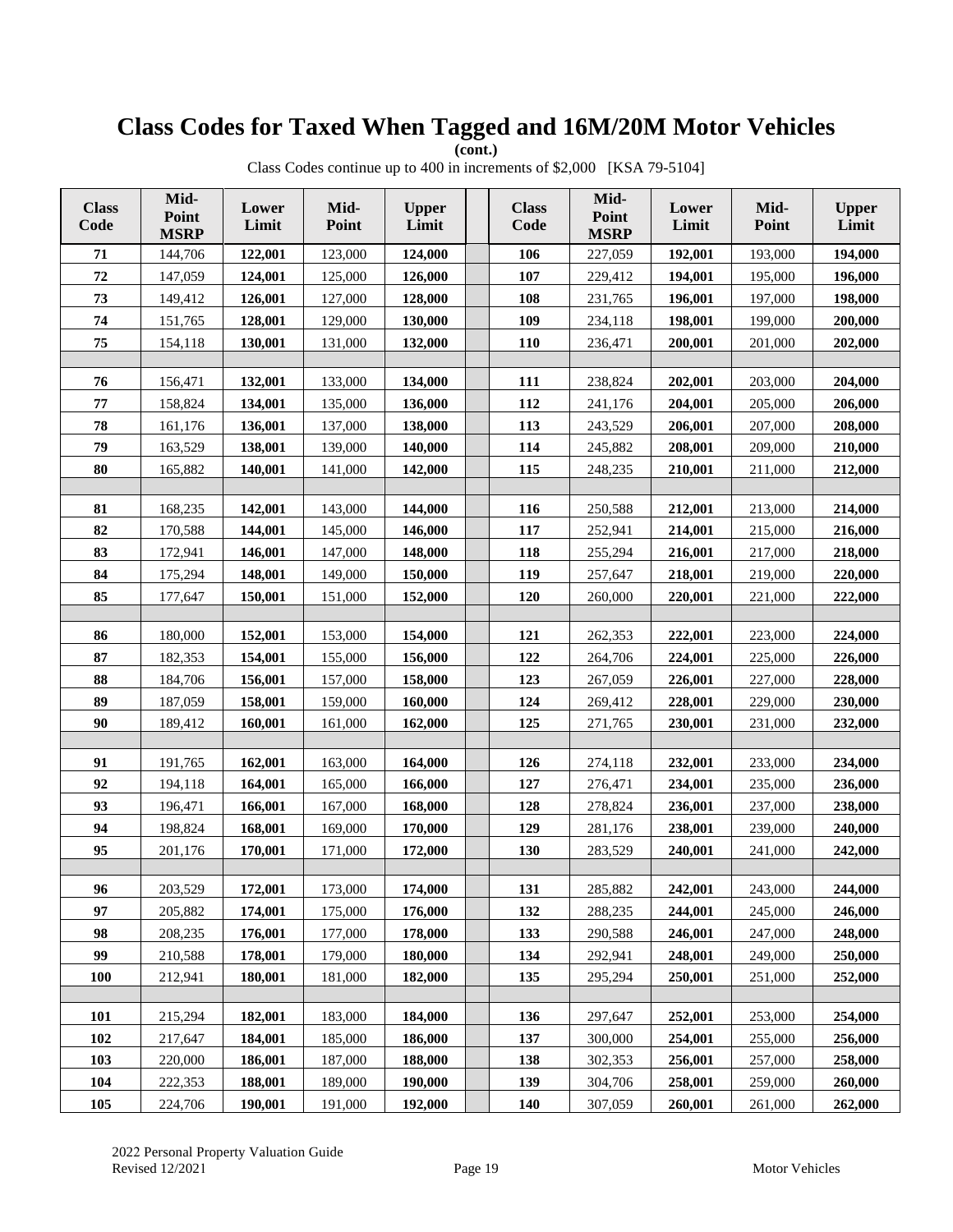# Class Codes for Taxed When Tagged and 16M/20M Motor Vehicles

**(cont.)**

Class Codes continue up to 400 in increments of $2,000 [KSA 79-5104]

| Class Code | Mid-Point MSRP | Lower Limit | Mid-Point | Upper Limit | | Class Code | Mid-Point MSRP | Lower Limit | Mid-Point | Upper Limit |
|---|---|---|---|---|---|---|---|---|---|---|
| **71** | 144,706 | **122,001** | 123,000 | **124,000** | | **106** | 227,059 | **192,001** | 193,000 | **194,000** |
| **72** | 147,059 | **124,001** | 125,000 | **126,000** | | **107** | 229,412 | **194,001** | 195,000 | **196,000** |
| **73** | 149,412 | **126,001** | 127,000 | **128,000** | | **108** | 231,765 | **196,001** | 197,000 | **198,000** |
| **74** | 151,765 | **128,001** | 129,000 | **130,000** | | **109** | 234,118 | **198,001** | 199,000 | **200,000** |
| **75** | 154,118 | **130,001** | 131,000 | **132,000** | | **110** | 236,471 | **200,001** | 201,000 | **202,000** |
| | | | | | | | | | | |
| **76** | 156,471 | **132,001** | 133,000 | **134,000** | | **111** | 238,824 | **202,001** | 203,000 | **204,000** |
| **77** | 158,824 | **134,001** | 135,000 | **136,000** | | **112** | 241,176 | **204,001** | 205,000 | **206,000** |
| **78** | 161,176 | **136,001** | 137,000 | **138,000** | | **113** | 243,529 | **206,001** | 207,000 | **208,000** |
| **79** | 163,529 | **138,001** | 139,000 | **140,000** | | **114** | 245,882 | **208,001** | 209,000 | **210,000** |
| **80** | 165,882 | **140,001** | 141,000 | **142,000** | | **115** | 248,235 | **210,001** | 211,000 | **212,000** |
| | | | | | | | | | | |
| **81** | 168,235 | **142,001** | 143,000 | **144,000** | | **116** | 250,588 | **212,001** | 213,000 | **214,000** |
| **82** | 170,588 | **144,001** | 145,000 | **146,000** | | **117** | 252,941 | **214,001** | 215,000 | **216,000** |
| **83** | 172,941 | **146,001** | 147,000 | **148,000** | | **118** | 255,294 | **216,001** | 217,000 | **218,000** |
| **84** | 175,294 | **148,001** | 149,000 | **150,000** | | **119** | 257,647 | **218,001** | 219,000 | **220,000** |
| **85** | 177,647 | **150,001** | 151,000 | **152,000** | | **120** | 260,000 | **220,001** | 221,000 | **222,000** |
| | | | | | | | | | | |
| **86** | 180,000 | **152,001** | 153,000 | **154,000** | | **121** | 262,353 | **222,001** | 223,000 | **224,000** |
| **87** | 182,353 | **154,001** | 155,000 | **156,000** | | **122** | 264,706 | **224,001** | 225,000 | **226,000** |
| **88** | 184,706 | **156,001** | 157,000 | **158,000** | | **123** | 267,059 | **226,001** | 227,000 | **228,000** |
| **89** | 187,059 | **158,001** | 159,000 | **160,000** | | **124** | 269,412 | **228,001** | 229,000 | **230,000** |
| **90** | 189,412 | **160,001** | 161,000 | **162,000** | | **125** | 271,765 | **230,001** | 231,000 | **232,000** |
| | | | | | | | | | | |
| **91** | 191,765 | **162,001** | 163,000 | **164,000** | | **126** | 274,118 | **232,001** | 233,000 | **234,000** |
| **92** | 194,118 | **164,001** | 165,000 | **166,000** | | **127** | 276,471 | **234,001** | 235,000 | **236,000** |
| **93** | 196,471 | **166,001** | 167,000 | **168,000** | | **128** | 278,824 | **236,001** | 237,000 | **238,000** |
| **94** | 198,824 | **168,001** | 169,000 | **170,000** | | **129** | 281,176 | **238,001** | 239,000 | **240,000** |
| **95** | 201,176 | **170,001** | 171,000 | **172,000** | | **130** | 283,529 | **240,001** | 241,000 | **242,000** |
| | | | | | | | | | | |
| **96** | 203,529 | **172,001** | 173,000 | **174,000** | | **131** | 285,882 | **242,001** | 243,000 | **244,000** |
| **97** | 205,882 | **174,001** | 175,000 | **176,000** | | **132** | 288,235 | **244,001** | 245,000 | **246,000** |
| **98** | 208,235 | **176,001** | 177,000 | **178,000** | | **133** | 290,588 | **246,001** | 247,000 | **248,000** |
| **99** | 210,588 | **178,001** | 179,000 | **180,000** | | **134** | 292,941 | **248,001** | 249,000 | **250,000** |
| **100** | 212,941 | **180,001** | 181,000 | **182,000** | | **135** | 295,294 | **250,001** | 251,000 | **252,000** |
| | | | | | | | | | | |
| **101** | 215,294 | **182,001** | 183,000 | **184,000** | | **136** | 297,647 | **252,001** | 253,000 | **254,000** |
| **102** | 217,647 | **184,001** | 185,000 | **186,000** | | **137** | 300,000 | **254,001** | 255,000 | **256,000** |
| **103** | 220,000 | **186,001** | 187,000 | **188,000** | | **138** | 302,353 | **256,001** | 257,000 | **258,000** |
| **104** | 222,353 | **188,001** | 189,000 | **190,000** | | **139** | 304,706 | **258,001** | 259,000 | **260,000** |
| **105** | 224,706 | **190,001** | 191,000 | **192,000** | | **140** | 307,059 | **260,001** | 261,000 | **262,000** |